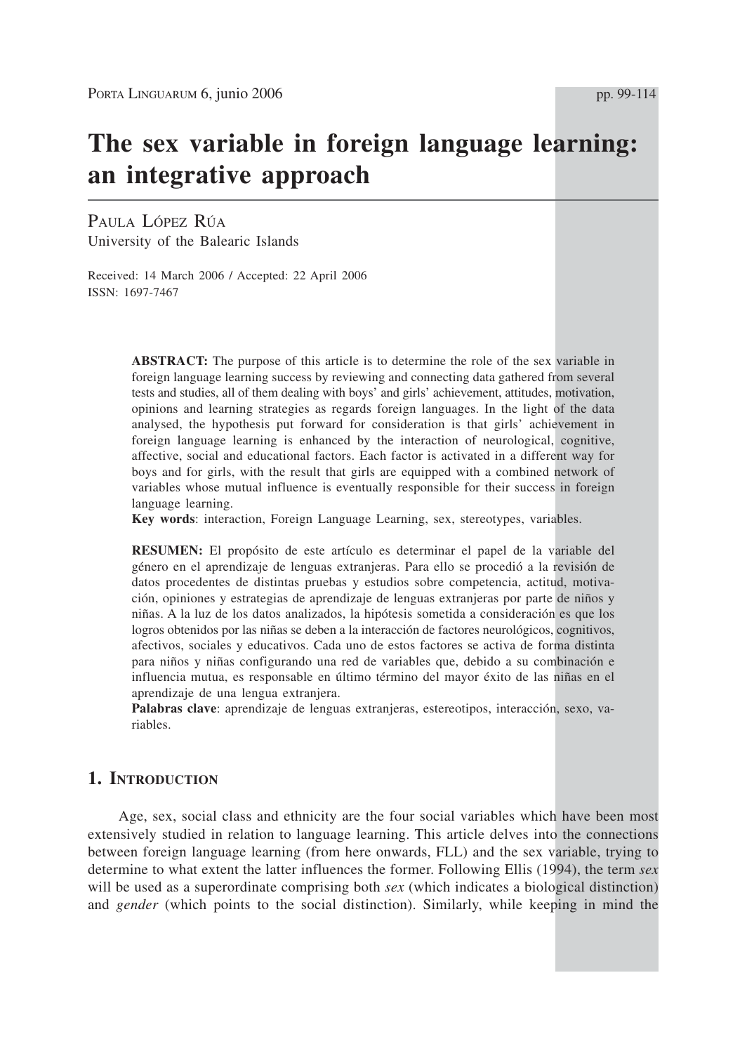# The sex variable in foreign language learning: an integrative approach

PAULA LÓPEZ RÚA
University of the Balearic Islands

Received: 14 March 2006 / Accepted: 22 April 2006
ISSN: 1697-7467

**ABSTRACT:** The purpose of this article is to determine the role of the sex variable in foreign language learning success by reviewing and connecting data gathered from several tests and studies, all of them dealing with boys' and girls' achievement, attitudes, motivation, opinions and learning strategies as regards foreign languages. In the light of the data analysed, the hypothesis put forward for consideration is that girls' achievement in foreign language learning is enhanced by the interaction of neurological, cognitive, affective, social and educational factors. Each factor is activated in a different way for boys and for girls, with the result that girls are equipped with a combined network of variables whose mutual influence is eventually responsible for their success in foreign language learning.
**Key words**: interaction, Foreign Language Learning, sex, stereotypes, variables.

**RESUMEN:** El propósito de este artículo es determinar el papel de la variable del género en el aprendizaje de lenguas extranjeras. Para ello se procedió a la revisión de datos procedentes de distintas pruebas y estudios sobre competencia, actitud, motivación, opiniones y estrategias de aprendizaje de lenguas extranjeras por parte de niños y niñas. A la luz de los datos analizados, la hipótesis sometida a consideración es que los logros obtenidos por las niñas se deben a la interacción de factores neurológicos, cognitivos, afectivos, sociales y educativos. Cada uno de estos factores se activa de forma distinta para niños y niñas configurando una red de variables que, debido a su combinación e influencia mutua, es responsable en último término del mayor éxito de las niñas en el aprendizaje de una lengua extranjera.
**Palabras clave**: aprendizaje de lenguas extranjeras, estereotipos, interacción, sexo, variables.

## 1. INTRODUCTION

Age, sex, social class and ethnicity are the four social variables which have been most extensively studied in relation to language learning. This article delves into the connections between foreign language learning (from here onwards, FLL) and the sex variable, trying to determine to what extent the latter influences the former. Following Ellis (1994), the term *sex* will be used as a superordinate comprising both *sex* (which indicates a biological distinction) and *gender* (which points to the social distinction). Similarly, while keeping in mind the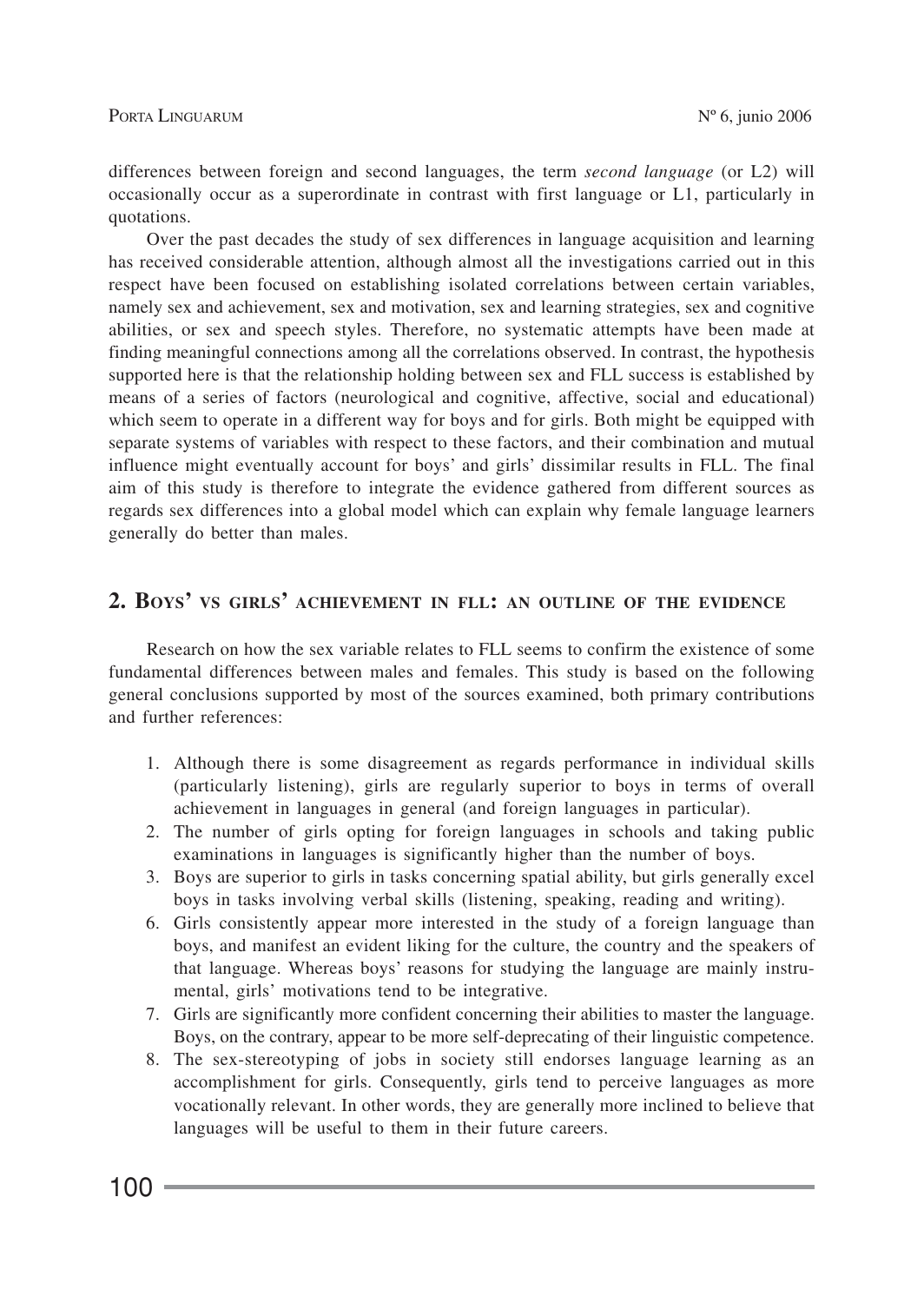differences between foreign and second languages, the term *second language* (or L2) will occasionally occur as a superordinate in contrast with first language or L1, particularly in quotations.

Over the past decades the study of sex differences in language acquisition and learning has received considerable attention, although almost all the investigations carried out in this respect have been focused on establishing isolated correlations between certain variables, namely sex and achievement, sex and motivation, sex and learning strategies, sex and cognitive abilities, or sex and speech styles. Therefore, no systematic attempts have been made at finding meaningful connections among all the correlations observed. In contrast, the hypothesis supported here is that the relationship holding between sex and FLL success is established by means of a series of factors (neurological and cognitive, affective, social and educational) which seem to operate in a different way for boys and for girls. Both might be equipped with separate systems of variables with respect to these factors, and their combination and mutual influence might eventually account for boys' and girls' dissimilar results in FLL. The final aim of this study is therefore to integrate the evidence gathered from different sources as regards sex differences into a global model which can explain why female language learners generally do better than males.

## 2. Boys' vs girls' achievement in FLL: an outline of the evidence

Research on how the sex variable relates to FLL seems to confirm the existence of some fundamental differences between males and females. This study is based on the following general conclusions supported by most of the sources examined, both primary contributions and further references:

1. Although there is some disagreement as regards performance in individual skills (particularly listening), girls are regularly superior to boys in terms of overall achievement in languages in general (and foreign languages in particular).
2. The number of girls opting for foreign languages in schools and taking public examinations in languages is significantly higher than the number of boys.
3. Boys are superior to girls in tasks concerning spatial ability, but girls generally excel boys in tasks involving verbal skills (listening, speaking, reading and writing).
6. Girls consistently appear more interested in the study of a foreign language than boys, and manifest an evident liking for the culture, the country and the speakers of that language. Whereas boys' reasons for studying the language are mainly instrumental, girls' motivations tend to be integrative.
7. Girls are significantly more confident concerning their abilities to master the language. Boys, on the contrary, appear to be more self-deprecating of their linguistic competence.
8. The sex-stereotyping of jobs in society still endorses language learning as an accomplishment for girls. Consequently, girls tend to perceive languages as more vocationally relevant. In other words, they are generally more inclined to believe that languages will be useful to them in their future careers.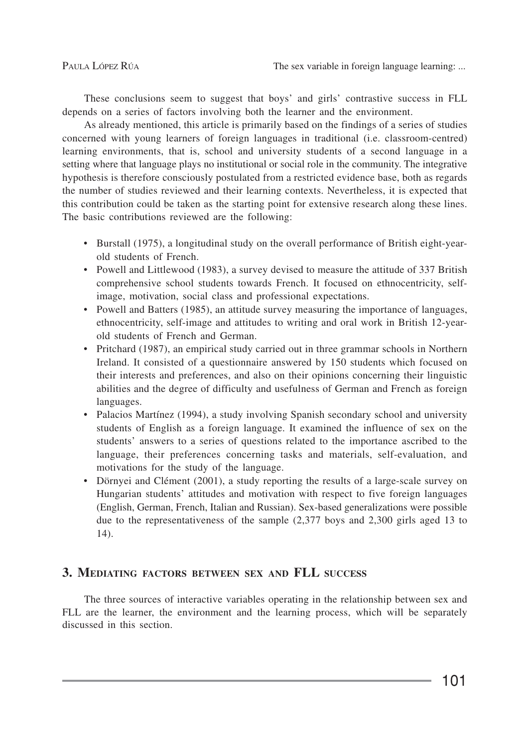These conclusions seem to suggest that boys' and girls' contrastive success in FLL depends on a series of factors involving both the learner and the environment.

As already mentioned, this article is primarily based on the findings of a series of studies concerned with young learners of foreign languages in traditional (i.e. classroom-centred) learning environments, that is, school and university students of a second language in a setting where that language plays no institutional or social role in the community. The integrative hypothesis is therefore consciously postulated from a restricted evidence base, both as regards the number of studies reviewed and their learning contexts. Nevertheless, it is expected that this contribution could be taken as the starting point for extensive research along these lines. The basic contributions reviewed are the following:

- Burstall (1975), a longitudinal study on the overall performance of British eight-year-old students of French.
- Powell and Littlewood (1983), a survey devised to measure the attitude of 337 British comprehensive school students towards French. It focused on ethnocentricity, self-image, motivation, social class and professional expectations.
- Powell and Batters (1985), an attitude survey measuring the importance of languages, ethnocentricity, self-image and attitudes to writing and oral work in British 12-year-old students of French and German.
- Pritchard (1987), an empirical study carried out in three grammar schools in Northern Ireland. It consisted of a questionnaire answered by 150 students which focused on their interests and preferences, and also on their opinions concerning their linguistic abilities and the degree of difficulty and usefulness of German and French as foreign languages.
- Palacios Martínez (1994), a study involving Spanish secondary school and university students of English as a foreign language. It examined the influence of sex on the students' answers to a series of questions related to the importance ascribed to the language, their preferences concerning tasks and materials, self-evaluation, and motivations for the study of the language.
- Dörnyei and Clément (2001), a study reporting the results of a large-scale survey on Hungarian students' attitudes and motivation with respect to five foreign languages (English, German, French, Italian and Russian). Sex-based generalizations were possible due to the representativeness of the sample (2,377 boys and 2,300 girls aged 13 to 14).

## 3. Mediating factors between sex and FLL success

The three sources of interactive variables operating in the relationship between sex and FLL are the learner, the environment and the learning process, which will be separately discussed in this section.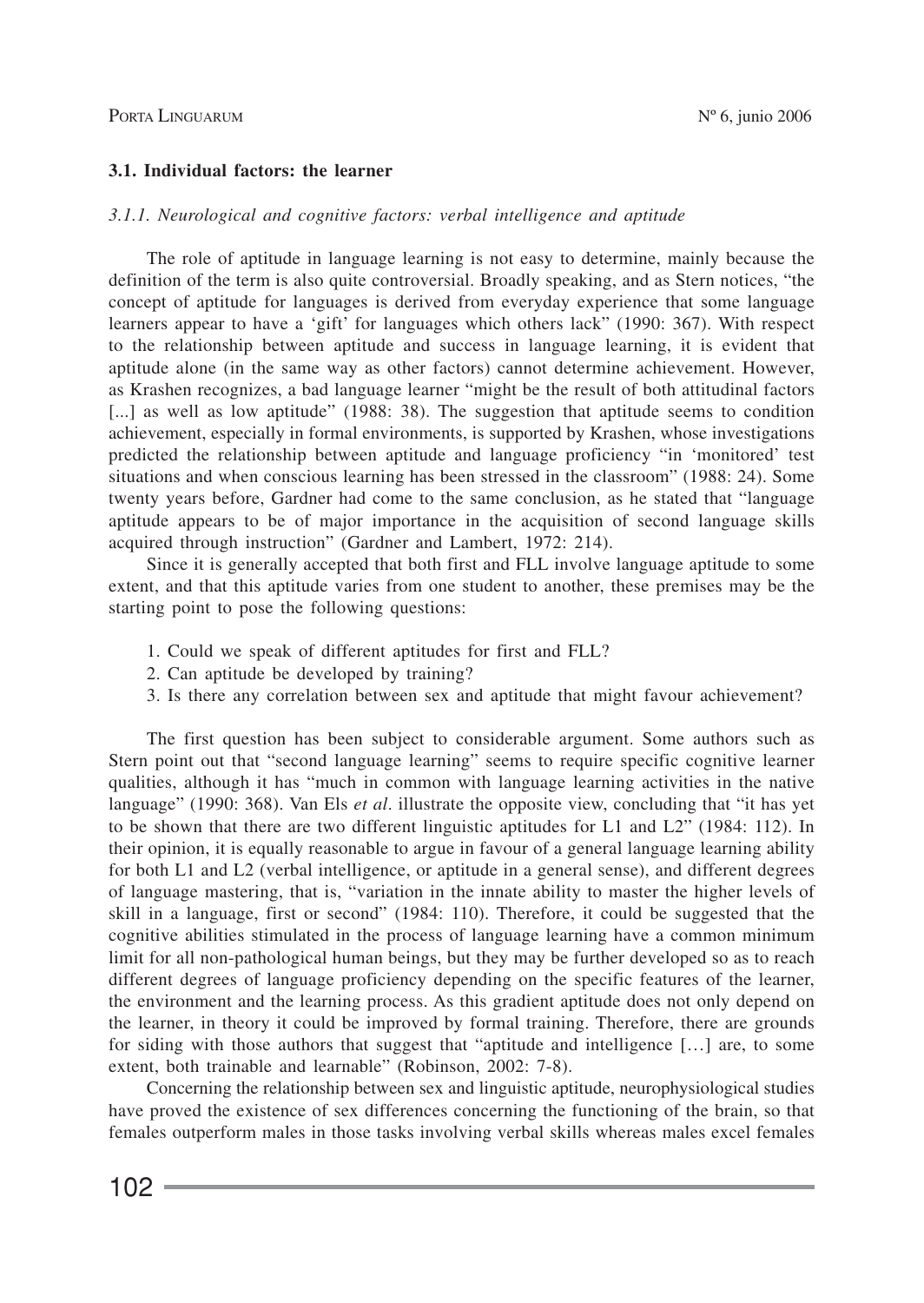### 3.1. Individual factors: the learner

#### *3.1.1. Neurological and cognitive factors: verbal intelligence and aptitude*

The role of aptitude in language learning is not easy to determine, mainly because the definition of the term is also quite controversial. Broadly speaking, and as Stern notices, "the concept of aptitude for languages is derived from everyday experience that some language learners appear to have a 'gift' for languages which others lack" (1990: 367). With respect to the relationship between aptitude and success in language learning, it is evident that aptitude alone (in the same way as other factors) cannot determine achievement. However, as Krashen recognizes, a bad language learner "might be the result of both attitudinal factors [...] as well as low aptitude" (1988: 38). The suggestion that aptitude seems to condition achievement, especially in formal environments, is supported by Krashen, whose investigations predicted the relationship between aptitude and language proficiency "in 'monitored' test situations and when conscious learning has been stressed in the classroom" (1988: 24). Some twenty years before, Gardner had come to the same conclusion, as he stated that "language aptitude appears to be of major importance in the acquisition of second language skills acquired through instruction" (Gardner and Lambert, 1972: 214).

Since it is generally accepted that both first and FLL involve language aptitude to some extent, and that this aptitude varies from one student to another, these premises may be the starting point to pose the following questions:

1. Could we speak of different aptitudes for first and FLL?
2. Can aptitude be developed by training?
3. Is there any correlation between sex and aptitude that might favour achievement?

The first question has been subject to considerable argument. Some authors such as Stern point out that "second language learning" seems to require specific cognitive learner qualities, although it has "much in common with language learning activities in the native language" (1990: 368). Van Els *et al*. illustrate the opposite view, concluding that "it has yet to be shown that there are two different linguistic aptitudes for L1 and L2" (1984: 112). In their opinion, it is equally reasonable to argue in favour of a general language learning ability for both L1 and L2 (verbal intelligence, or aptitude in a general sense), and different degrees of language mastering, that is, "variation in the innate ability to master the higher levels of skill in a language, first or second" (1984: 110). Therefore, it could be suggested that the cognitive abilities stimulated in the process of language learning have a common minimum limit for all non-pathological human beings, but they may be further developed so as to reach different degrees of language proficiency depending on the specific features of the learner, the environment and the learning process. As this gradient aptitude does not only depend on the learner, in theory it could be improved by formal training. Therefore, there are grounds for siding with those authors that suggest that "aptitude and intelligence […] are, to some extent, both trainable and learnable" (Robinson, 2002: 7-8).

Concerning the relationship between sex and linguistic aptitude, neurophysiological studies have proved the existence of sex differences concerning the functioning of the brain, so that females outperform males in those tasks involving verbal skills whereas males excel females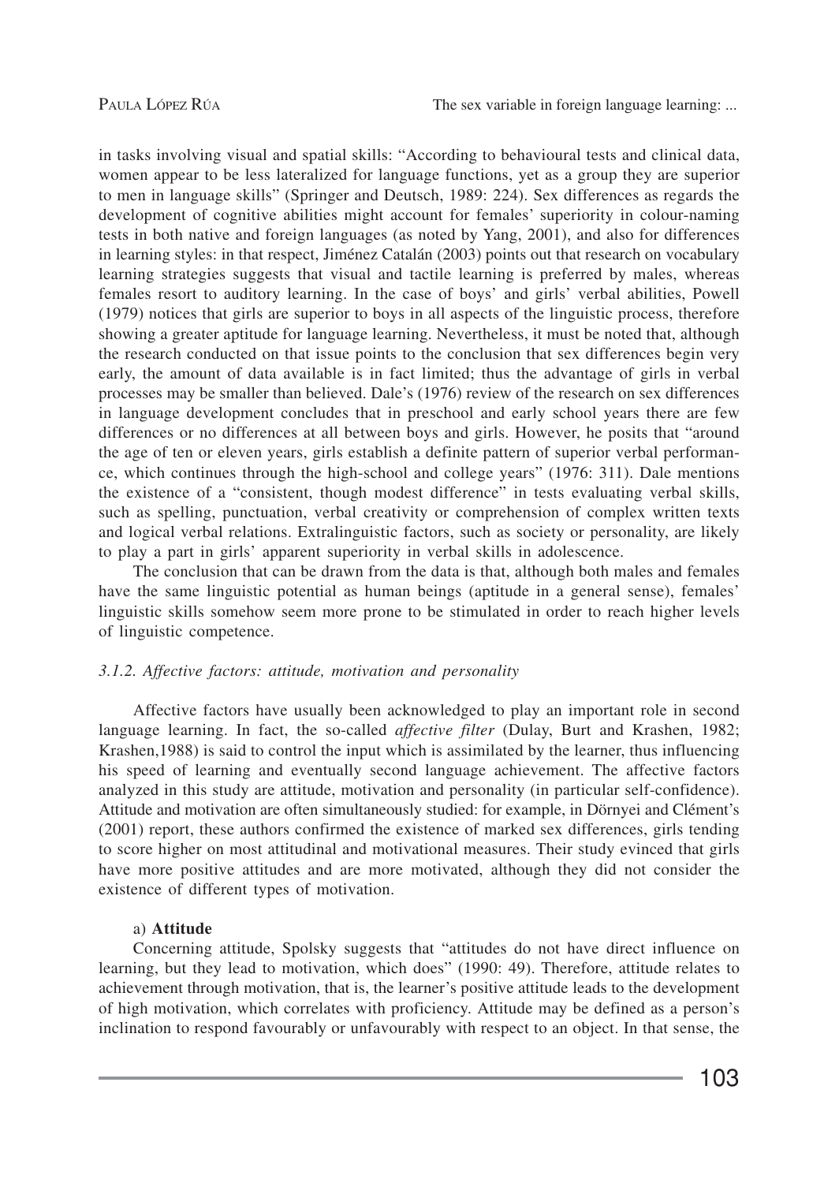in tasks involving visual and spatial skills: "According to behavioural tests and clinical data, women appear to be less lateralized for language functions, yet as a group they are superior to men in language skills" (Springer and Deutsch, 1989: 224). Sex differences as regards the development of cognitive abilities might account for females' superiority in colour-naming tests in both native and foreign languages (as noted by Yang, 2001), and also for differences in learning styles: in that respect, Jiménez Catalán (2003) points out that research on vocabulary learning strategies suggests that visual and tactile learning is preferred by males, whereas females resort to auditory learning. In the case of boys' and girls' verbal abilities, Powell (1979) notices that girls are superior to boys in all aspects of the linguistic process, therefore showing a greater aptitude for language learning. Nevertheless, it must be noted that, although the research conducted on that issue points to the conclusion that sex differences begin very early, the amount of data available is in fact limited; thus the advantage of girls in verbal processes may be smaller than believed. Dale's (1976) review of the research on sex differences in language development concludes that in preschool and early school years there are few differences or no differences at all between boys and girls. However, he posits that "around the age of ten or eleven years, girls establish a definite pattern of superior verbal performance, which continues through the high-school and college years" (1976: 311). Dale mentions the existence of a "consistent, though modest difference" in tests evaluating verbal skills, such as spelling, punctuation, verbal creativity or comprehension of complex written texts and logical verbal relations. Extralinguistic factors, such as society or personality, are likely to play a part in girls' apparent superiority in verbal skills in adolescence.

The conclusion that can be drawn from the data is that, although both males and females have the same linguistic potential as human beings (aptitude in a general sense), females' linguistic skills somehow seem more prone to be stimulated in order to reach higher levels of linguistic competence.

#### *3.1.2. Affective factors: attitude, motivation and personality*

Affective factors have usually been acknowledged to play an important role in second language learning. In fact, the so-called *affective filter* (Dulay, Burt and Krashen, 1982; Krashen,1988) is said to control the input which is assimilated by the learner, thus influencing his speed of learning and eventually second language achievement. The affective factors analyzed in this study are attitude, motivation and personality (in particular self-confidence). Attitude and motivation are often simultaneously studied: for example, in Dörnyei and Clément's (2001) report, these authors confirmed the existence of marked sex differences, girls tending to score higher on most attitudinal and motivational measures. Their study evinced that girls have more positive attitudes and are more motivated, although they did not consider the existence of different types of motivation.

a) **Attitude**

Concerning attitude, Spolsky suggests that "attitudes do not have direct influence on learning, but they lead to motivation, which does" (1990: 49). Therefore, attitude relates to achievement through motivation, that is, the learner's positive attitude leads to the development of high motivation, which correlates with proficiency. Attitude may be defined as a person's inclination to respond favourably or unfavourably with respect to an object. In that sense, the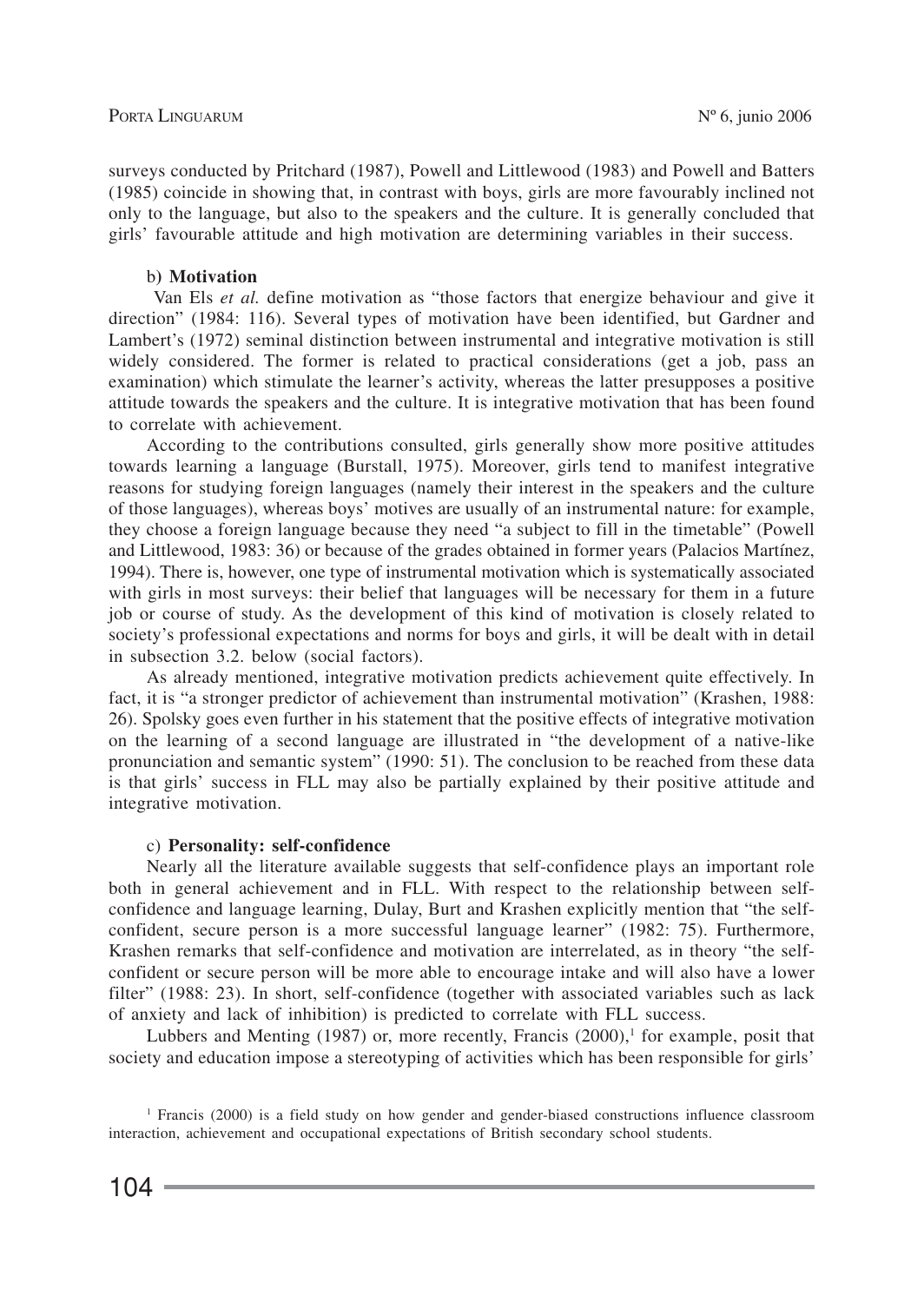surveys conducted by Pritchard (1987), Powell and Littlewood (1983) and Powell and Batters (1985) coincide in showing that, in contrast with boys, girls are more favourably inclined not only to the language, but also to the speakers and the culture. It is generally concluded that girls' favourable attitude and high motivation are determining variables in their success.

b) **Motivation**

Van Els *et al.* define motivation as "those factors that energize behaviour and give it direction" (1984: 116). Several types of motivation have been identified, but Gardner and Lambert's (1972) seminal distinction between instrumental and integrative motivation is still widely considered. The former is related to practical considerations (get a job, pass an examination) which stimulate the learner's activity, whereas the latter presupposes a positive attitude towards the speakers and the culture. It is integrative motivation that has been found to correlate with achievement.

According to the contributions consulted, girls generally show more positive attitudes towards learning a language (Burstall, 1975). Moreover, girls tend to manifest integrative reasons for studying foreign languages (namely their interest in the speakers and the culture of those languages), whereas boys' motives are usually of an instrumental nature: for example, they choose a foreign language because they need "a subject to fill in the timetable" (Powell and Littlewood, 1983: 36) or because of the grades obtained in former years (Palacios Martínez, 1994). There is, however, one type of instrumental motivation which is systematically associated with girls in most surveys: their belief that languages will be necessary for them in a future job or course of study. As the development of this kind of motivation is closely related to society's professional expectations and norms for boys and girls, it will be dealt with in detail in subsection 3.2. below (social factors).

As already mentioned, integrative motivation predicts achievement quite effectively. In fact, it is "a stronger predictor of achievement than instrumental motivation" (Krashen, 1988: 26). Spolsky goes even further in his statement that the positive effects of integrative motivation on the learning of a second language are illustrated in "the development of a native-like pronunciation and semantic system" (1990: 51). The conclusion to be reached from these data is that girls' success in FLL may also be partially explained by their positive attitude and integrative motivation.

c) **Personality: self-confidence**

Nearly all the literature available suggests that self-confidence plays an important role both in general achievement and in FLL. With respect to the relationship between self-confidence and language learning, Dulay, Burt and Krashen explicitly mention that "the self-confident, secure person is a more successful language learner" (1982: 75). Furthermore, Krashen remarks that self-confidence and motivation are interrelated, as in theory "the self-confident or secure person will be more able to encourage intake and will also have a lower filter" (1988: 23). In short, self-confidence (together with associated variables such as lack of anxiety and lack of inhibition) is predicted to correlate with FLL success.

Lubbers and Menting (1987) or, more recently, Francis (2000),[1] for example, posit that society and education impose a stereotyping of activities which has been responsible for girls'

[1] Francis (2000) is a field study on how gender and gender-biased constructions influence classroom interaction, achievement and occupational expectations of British secondary school students.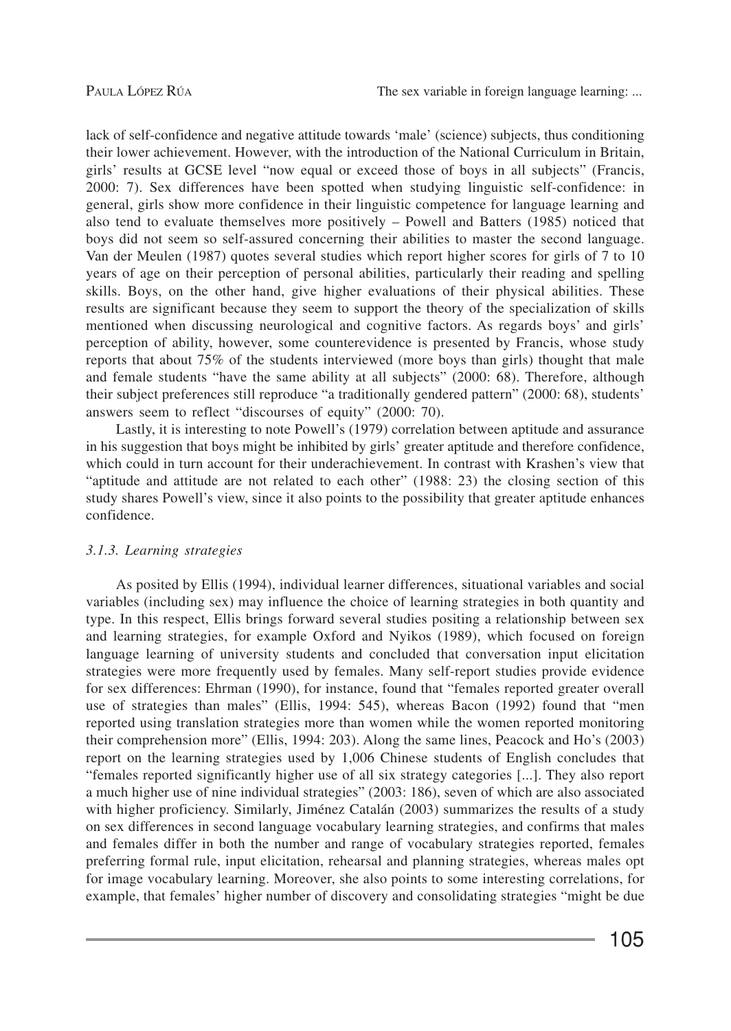lack of self-confidence and negative attitude towards 'male' (science) subjects, thus conditioning their lower achievement. However, with the introduction of the National Curriculum in Britain, girls' results at GCSE level "now equal or exceed those of boys in all subjects" (Francis, 2000: 7). Sex differences have been spotted when studying linguistic self-confidence: in general, girls show more confidence in their linguistic competence for language learning and also tend to evaluate themselves more positively – Powell and Batters (1985) noticed that boys did not seem so self-assured concerning their abilities to master the second language. Van der Meulen (1987) quotes several studies which report higher scores for girls of 7 to 10 years of age on their perception of personal abilities, particularly their reading and spelling skills. Boys, on the other hand, give higher evaluations of their physical abilities. These results are significant because they seem to support the theory of the specialization of skills mentioned when discussing neurological and cognitive factors. As regards boys' and girls' perception of ability, however, some counterevidence is presented by Francis, whose study reports that about 75% of the students interviewed (more boys than girls) thought that male and female students "have the same ability at all subjects" (2000: 68). Therefore, although their subject preferences still reproduce "a traditionally gendered pattern" (2000: 68), students' answers seem to reflect "discourses of equity" (2000: 70).

Lastly, it is interesting to note Powell's (1979) correlation between aptitude and assurance in his suggestion that boys might be inhibited by girls' greater aptitude and therefore confidence, which could in turn account for their underachievement. In contrast with Krashen's view that "aptitude and attitude are not related to each other" (1988: 23) the closing section of this study shares Powell's view, since it also points to the possibility that greater aptitude enhances confidence.

### *3.1.3. Learning strategies*

As posited by Ellis (1994), individual learner differences, situational variables and social variables (including sex) may influence the choice of learning strategies in both quantity and type. In this respect, Ellis brings forward several studies positing a relationship between sex and learning strategies, for example Oxford and Nyikos (1989), which focused on foreign language learning of university students and concluded that conversation input elicitation strategies were more frequently used by females. Many self-report studies provide evidence for sex differences: Ehrman (1990), for instance, found that "females reported greater overall use of strategies than males" (Ellis, 1994: 545), whereas Bacon (1992) found that "men reported using translation strategies more than women while the women reported monitoring their comprehension more" (Ellis, 1994: 203). Along the same lines, Peacock and Ho's (2003) report on the learning strategies used by 1,006 Chinese students of English concludes that "females reported significantly higher use of all six strategy categories [...]. They also report a much higher use of nine individual strategies" (2003: 186), seven of which are also associated with higher proficiency. Similarly, Jiménez Catalán (2003) summarizes the results of a study on sex differences in second language vocabulary learning strategies, and confirms that males and females differ in both the number and range of vocabulary strategies reported, females preferring formal rule, input elicitation, rehearsal and planning strategies, whereas males opt for image vocabulary learning. Moreover, she also points to some interesting correlations, for example, that females' higher number of discovery and consolidating strategies "might be due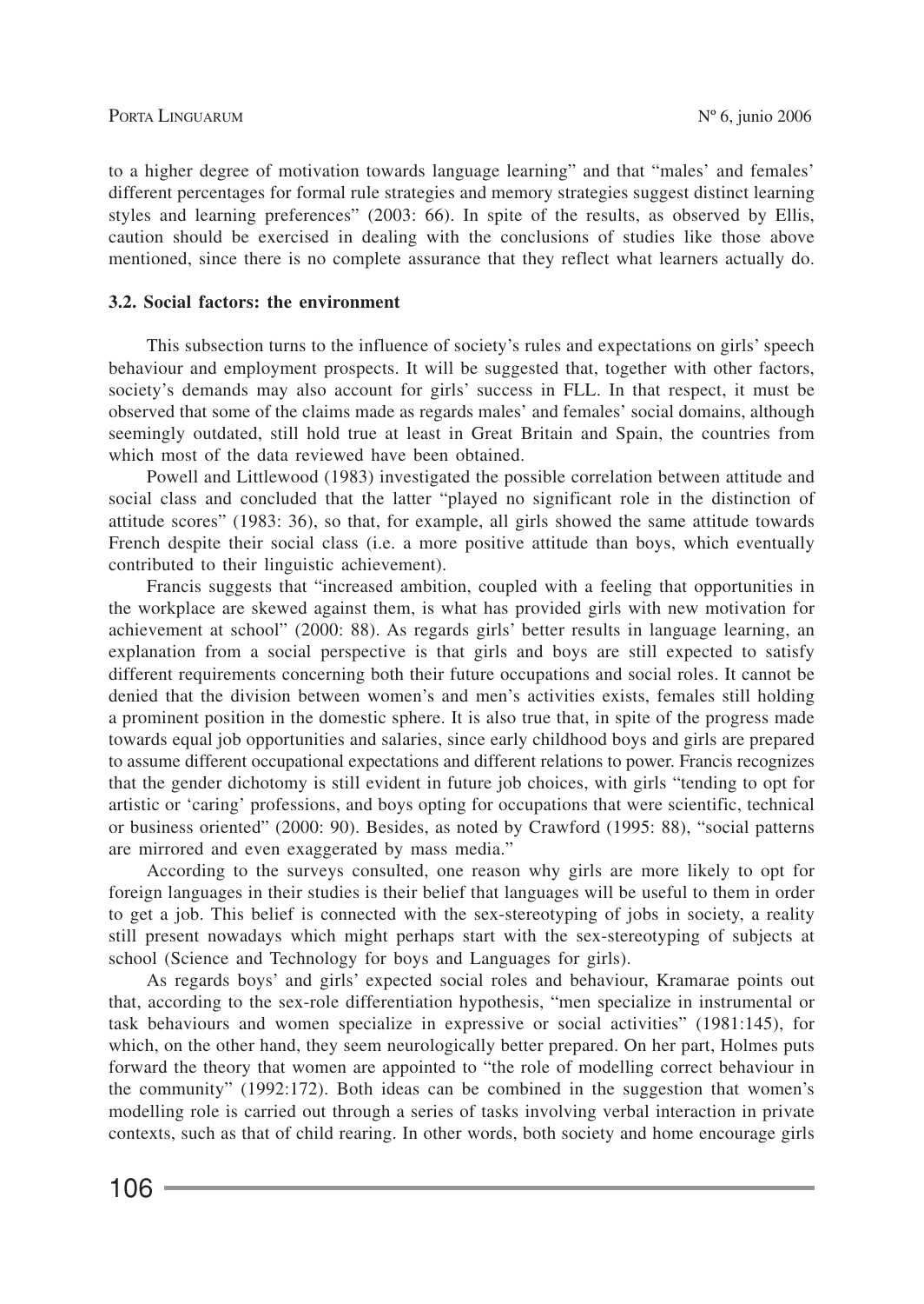to a higher degree of motivation towards language learning" and that "males' and females' different percentages for formal rule strategies and memory strategies suggest distinct learning styles and learning preferences" (2003: 66). In spite of the results, as observed by Ellis, caution should be exercised in dealing with the conclusions of studies like those above mentioned, since there is no complete assurance that they reflect what learners actually do.

### 3.2. Social factors: the environment

This subsection turns to the influence of society's rules and expectations on girls' speech behaviour and employment prospects. It will be suggested that, together with other factors, society's demands may also account for girls' success in FLL. In that respect, it must be observed that some of the claims made as regards males' and females' social domains, although seemingly outdated, still hold true at least in Great Britain and Spain, the countries from which most of the data reviewed have been obtained.

Powell and Littlewood (1983) investigated the possible correlation between attitude and social class and concluded that the latter "played no significant role in the distinction of attitude scores" (1983: 36), so that, for example, all girls showed the same attitude towards French despite their social class (i.e. a more positive attitude than boys, which eventually contributed to their linguistic achievement).

Francis suggests that "increased ambition, coupled with a feeling that opportunities in the workplace are skewed against them, is what has provided girls with new motivation for achievement at school" (2000: 88). As regards girls' better results in language learning, an explanation from a social perspective is that girls and boys are still expected to satisfy different requirements concerning both their future occupations and social roles. It cannot be denied that the division between women's and men's activities exists, females still holding a prominent position in the domestic sphere. It is also true that, in spite of the progress made towards equal job opportunities and salaries, since early childhood boys and girls are prepared to assume different occupational expectations and different relations to power. Francis recognizes that the gender dichotomy is still evident in future job choices, with girls "tending to opt for artistic or 'caring' professions, and boys opting for occupations that were scientific, technical or business oriented" (2000: 90). Besides, as noted by Crawford (1995: 88), "social patterns are mirrored and even exaggerated by mass media."

According to the surveys consulted, one reason why girls are more likely to opt for foreign languages in their studies is their belief that languages will be useful to them in order to get a job. This belief is connected with the sex-stereotyping of jobs in society, a reality still present nowadays which might perhaps start with the sex-stereotyping of subjects at school (Science and Technology for boys and Languages for girls).

As regards boys' and girls' expected social roles and behaviour, Kramarae points out that, according to the sex-role differentiation hypothesis, "men specialize in instrumental or task behaviours and women specialize in expressive or social activities" (1981:145), for which, on the other hand, they seem neurologically better prepared. On her part, Holmes puts forward the theory that women are appointed to "the role of modelling correct behaviour in the community" (1992:172). Both ideas can be combined in the suggestion that women's modelling role is carried out through a series of tasks involving verbal interaction in private contexts, such as that of child rearing. In other words, both society and home encourage girls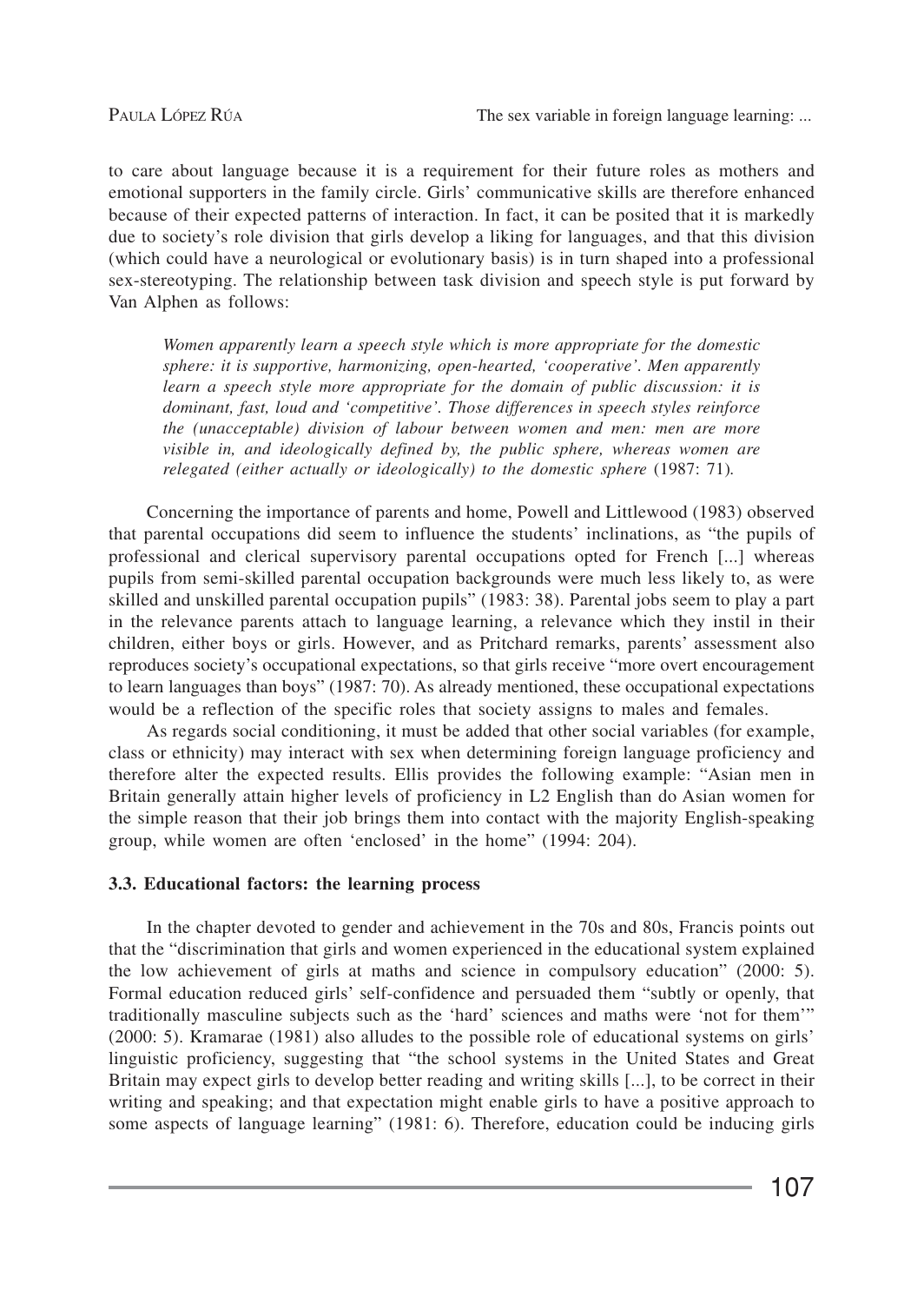to care about language because it is a requirement for their future roles as mothers and emotional supporters in the family circle. Girls' communicative skills are therefore enhanced because of their expected patterns of interaction. In fact, it can be posited that it is markedly due to society's role division that girls develop a liking for languages, and that this division (which could have a neurological or evolutionary basis) is in turn shaped into a professional sex-stereotyping. The relationship between task division and speech style is put forward by Van Alphen as follows:

> *Women apparently learn a speech style which is more appropriate for the domestic sphere: it is supportive, harmonizing, open-hearted, 'cooperative'. Men apparently learn a speech style more appropriate for the domain of public discussion: it is dominant, fast, loud and 'competitive'. Those differences in speech styles reinforce the (unacceptable) division of labour between women and men: men are more visible in, and ideologically defined by, the public sphere, whereas women are relegated (either actually or ideologically) to the domestic sphere* (1987: 71).

Concerning the importance of parents and home, Powell and Littlewood (1983) observed that parental occupations did seem to influence the students' inclinations, as "the pupils of professional and clerical supervisory parental occupations opted for French [...] whereas pupils from semi-skilled parental occupation backgrounds were much less likely to, as were skilled and unskilled parental occupation pupils" (1983: 38). Parental jobs seem to play a part in the relevance parents attach to language learning, a relevance which they instil in their children, either boys or girls. However, and as Pritchard remarks, parents' assessment also reproduces society's occupational expectations, so that girls receive "more overt encouragement to learn languages than boys" (1987: 70). As already mentioned, these occupational expectations would be a reflection of the specific roles that society assigns to males and females.

As regards social conditioning, it must be added that other social variables (for example, class or ethnicity) may interact with sex when determining foreign language proficiency and therefore alter the expected results. Ellis provides the following example: "Asian men in Britain generally attain higher levels of proficiency in L2 English than do Asian women for the simple reason that their job brings them into contact with the majority English-speaking group, while women are often 'enclosed' in the home" (1994: 204).

### 3.3. Educational factors: the learning process

In the chapter devoted to gender and achievement in the 70s and 80s, Francis points out that the "discrimination that girls and women experienced in the educational system explained the low achievement of girls at maths and science in compulsory education" (2000: 5). Formal education reduced girls' self-confidence and persuaded them "subtly or openly, that traditionally masculine subjects such as the 'hard' sciences and maths were 'not for them'" (2000: 5). Kramarae (1981) also alludes to the possible role of educational systems on girls' linguistic proficiency, suggesting that "the school systems in the United States and Great Britain may expect girls to develop better reading and writing skills [...], to be correct in their writing and speaking; and that expectation might enable girls to have a positive approach to some aspects of language learning" (1981: 6). Therefore, education could be inducing girls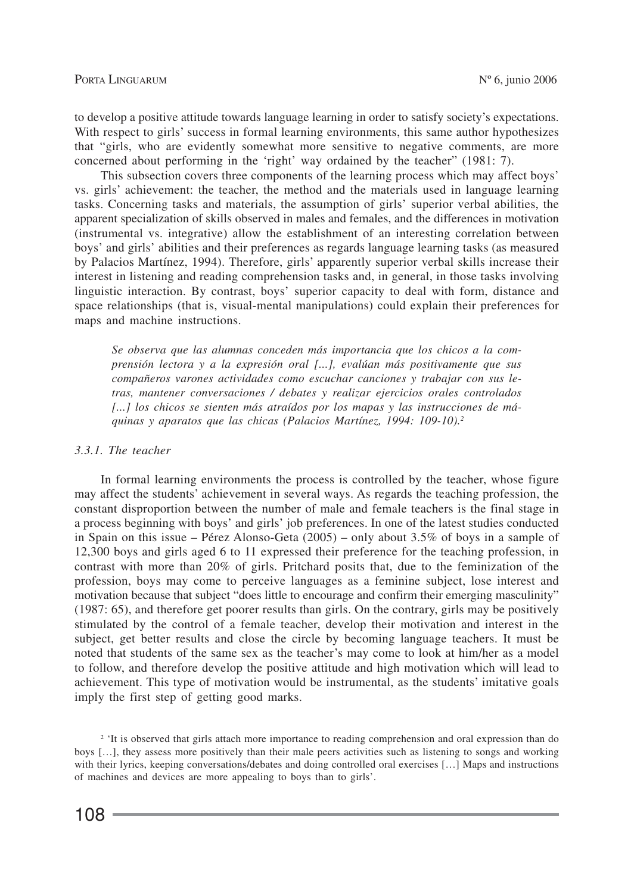to develop a positive attitude towards language learning in order to satisfy society's expectations. With respect to girls' success in formal learning environments, this same author hypothesizes that "girls, who are evidently somewhat more sensitive to negative comments, are more concerned about performing in the 'right' way ordained by the teacher" (1981: 7).

This subsection covers three components of the learning process which may affect boys' vs. girls' achievement: the teacher, the method and the materials used in language learning tasks. Concerning tasks and materials, the assumption of girls' superior verbal abilities, the apparent specialization of skills observed in males and females, and the differences in motivation (instrumental vs. integrative) allow the establishment of an interesting correlation between boys' and girls' abilities and their preferences as regards language learning tasks (as measured by Palacios Martínez, 1994). Therefore, girls' apparently superior verbal skills increase their interest in listening and reading comprehension tasks and, in general, in those tasks involving linguistic interaction. By contrast, boys' superior capacity to deal with form, distance and space relationships (that is, visual-mental manipulations) could explain their preferences for maps and machine instructions.

> *Se observa que las alumnas conceden más importancia que los chicos a la comprensión lectora y a la expresión oral [...], evalúan más positivamente que sus compañeros varones actividades como escuchar canciones y trabajar con sus letras, mantener conversaciones / debates y realizar ejercicios orales controlados [...] los chicos se sienten más atraídos por los mapas y las instrucciones de máquinas y aparatos que las chicas (Palacios Martínez, 1994: 109-10).*[2]

#### *3.3.1. The teacher*

In formal learning environments the process is controlled by the teacher, whose figure may affect the students' achievement in several ways. As regards the teaching profession, the constant disproportion between the number of male and female teachers is the final stage in a process beginning with boys' and girls' job preferences. In one of the latest studies conducted in Spain on this issue – Pérez Alonso-Geta (2005) – only about 3.5% of boys in a sample of 12,300 boys and girls aged 6 to 11 expressed their preference for the teaching profession, in contrast with more than 20% of girls. Pritchard posits that, due to the feminization of the profession, boys may come to perceive languages as a feminine subject, lose interest and motivation because that subject "does little to encourage and confirm their emerging masculinity" (1987: 65), and therefore get poorer results than girls. On the contrary, girls may be positively stimulated by the control of a female teacher, develop their motivation and interest in the subject, get better results and close the circle by becoming language teachers. It must be noted that students of the same sex as the teacher's may come to look at him/her as a model to follow, and therefore develop the positive attitude and high motivation which will lead to achievement. This type of motivation would be instrumental, as the students' imitative goals imply the first step of getting good marks.

[2] 'It is observed that girls attach more importance to reading comprehension and oral expression than do boys […], they assess more positively than their male peers activities such as listening to songs and working with their lyrics, keeping conversations/debates and doing controlled oral exercises […] Maps and instructions of machines and devices are more appealing to boys than to girls'.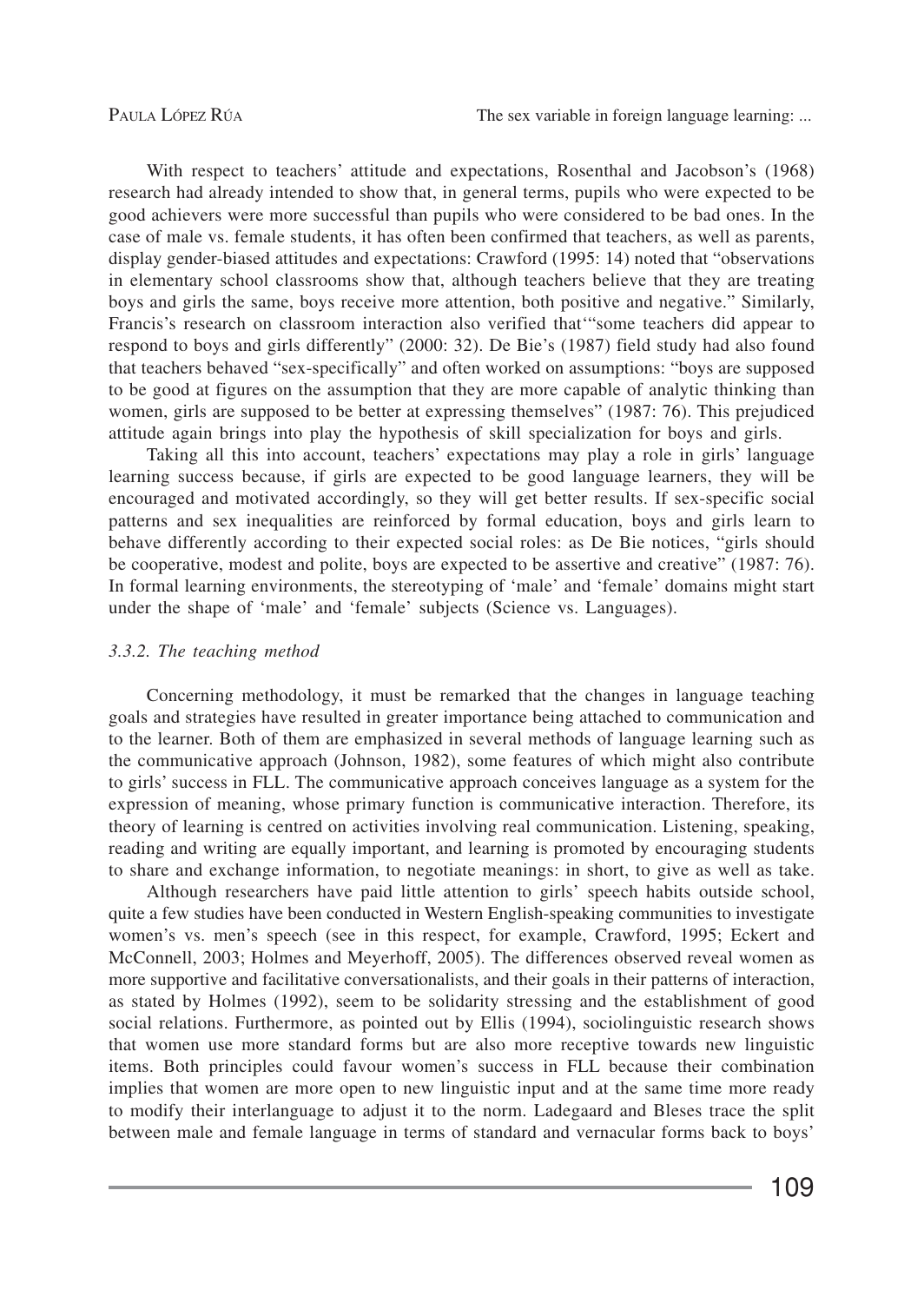With respect to teachers' attitude and expectations, Rosenthal and Jacobson's (1968) research had already intended to show that, in general terms, pupils who were expected to be good achievers were more successful than pupils who were considered to be bad ones. In the case of male vs. female students, it has often been confirmed that teachers, as well as parents, display gender-biased attitudes and expectations: Crawford (1995: 14) noted that "observations in elementary school classrooms show that, although teachers believe that they are treating boys and girls the same, boys receive more attention, both positive and negative." Similarly, Francis's research on classroom interaction also verified that'"some teachers did appear to respond to boys and girls differently" (2000: 32). De Bie's (1987) field study had also found that teachers behaved "sex-specifically" and often worked on assumptions: "boys are supposed to be good at figures on the assumption that they are more capable of analytic thinking than women, girls are supposed to be better at expressing themselves" (1987: 76). This prejudiced attitude again brings into play the hypothesis of skill specialization for boys and girls.

Taking all this into account, teachers' expectations may play a role in girls' language learning success because, if girls are expected to be good language learners, they will be encouraged and motivated accordingly, so they will get better results. If sex-specific social patterns and sex inequalities are reinforced by formal education, boys and girls learn to behave differently according to their expected social roles: as De Bie notices, "girls should be cooperative, modest and polite, boys are expected to be assertive and creative" (1987: 76). In formal learning environments, the stereotyping of 'male' and 'female' domains might start under the shape of 'male' and 'female' subjects (Science vs. Languages).

### *3.3.2. The teaching method*

Concerning methodology, it must be remarked that the changes in language teaching goals and strategies have resulted in greater importance being attached to communication and to the learner. Both of them are emphasized in several methods of language learning such as the communicative approach (Johnson, 1982), some features of which might also contribute to girls' success in FLL. The communicative approach conceives language as a system for the expression of meaning, whose primary function is communicative interaction. Therefore, its theory of learning is centred on activities involving real communication. Listening, speaking, reading and writing are equally important, and learning is promoted by encouraging students to share and exchange information, to negotiate meanings: in short, to give as well as take.

Although researchers have paid little attention to girls' speech habits outside school, quite a few studies have been conducted in Western English-speaking communities to investigate women's vs. men's speech (see in this respect, for example, Crawford, 1995; Eckert and McConnell, 2003; Holmes and Meyerhoff, 2005). The differences observed reveal women as more supportive and facilitative conversationalists, and their goals in their patterns of interaction, as stated by Holmes (1992), seem to be solidarity stressing and the establishment of good social relations. Furthermore, as pointed out by Ellis (1994), sociolinguistic research shows that women use more standard forms but are also more receptive towards new linguistic items. Both principles could favour women's success in FLL because their combination implies that women are more open to new linguistic input and at the same time more ready to modify their interlanguage to adjust it to the norm. Ladegaard and Bleses trace the split between male and female language in terms of standard and vernacular forms back to boys'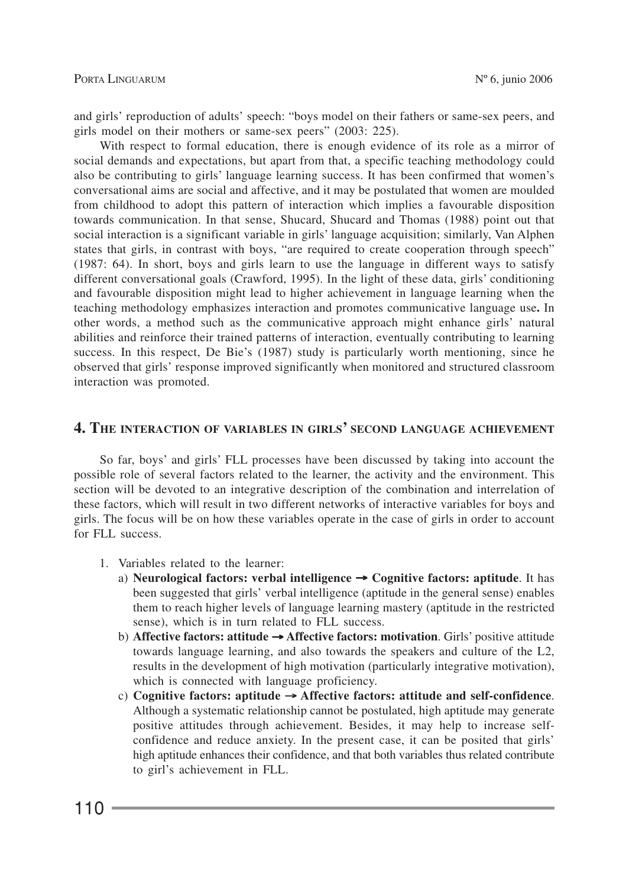and girls' reproduction of adults' speech: "boys model on their fathers or same-sex peers, and girls model on their mothers or same-sex peers" (2003: 225).

With respect to formal education, there is enough evidence of its role as a mirror of social demands and expectations, but apart from that, a specific teaching methodology could also be contributing to girls' language learning success. It has been confirmed that women's conversational aims are social and affective, and it may be postulated that women are moulded from childhood to adopt this pattern of interaction which implies a favourable disposition towards communication. In that sense, Shucard, Shucard and Thomas (1988) point out that social interaction is a significant variable in girls' language acquisition; similarly, Van Alphen states that girls, in contrast with boys, "are required to create cooperation through speech" (1987: 64). In short, boys and girls learn to use the language in different ways to satisfy different conversational goals (Crawford, 1995). In the light of these data, girls' conditioning and favourable disposition might lead to higher achievement in language learning when the teaching methodology emphasizes interaction and promotes communicative language use**.** In other words, a method such as the communicative approach might enhance girls' natural abilities and reinforce their trained patterns of interaction, eventually contributing to learning success. In this respect, De Bie's (1987) study is particularly worth mentioning, since he observed that girls' response improved significantly when monitored and structured classroom interaction was promoted.

## 4. The interaction of variables in girls' second language achievement

So far, boys' and girls' FLL processes have been discussed by taking into account the possible role of several factors related to the learner, the activity and the environment. This section will be devoted to an integrative description of the combination and interrelation of these factors, which will result in two different networks of interactive variables for boys and girls. The focus will be on how these variables operate in the case of girls in order to account for FLL success.

1. Variables related to the learner:
   a) **Neurological factors: verbal intelligence → Cognitive factors: aptitude**. It has been suggested that girls' verbal intelligence (aptitude in the general sense) enables them to reach higher levels of language learning mastery (aptitude in the restricted sense), which is in turn related to FLL success.
   b) **Affective factors: attitude → Affective factors: motivation**. Girls' positive attitude towards language learning, and also towards the speakers and culture of the L2, results in the development of high motivation (particularly integrative motivation), which is connected with language proficiency.
   c) **Cognitive factors: aptitude → Affective factors: attitude and self-confidence**. Although a systematic relationship cannot be postulated, high aptitude may generate positive attitudes through achievement. Besides, it may help to increase self-confidence and reduce anxiety. In the present case, it can be posited that girls' high aptitude enhances their confidence, and that both variables thus related contribute to girl's achievement in FLL.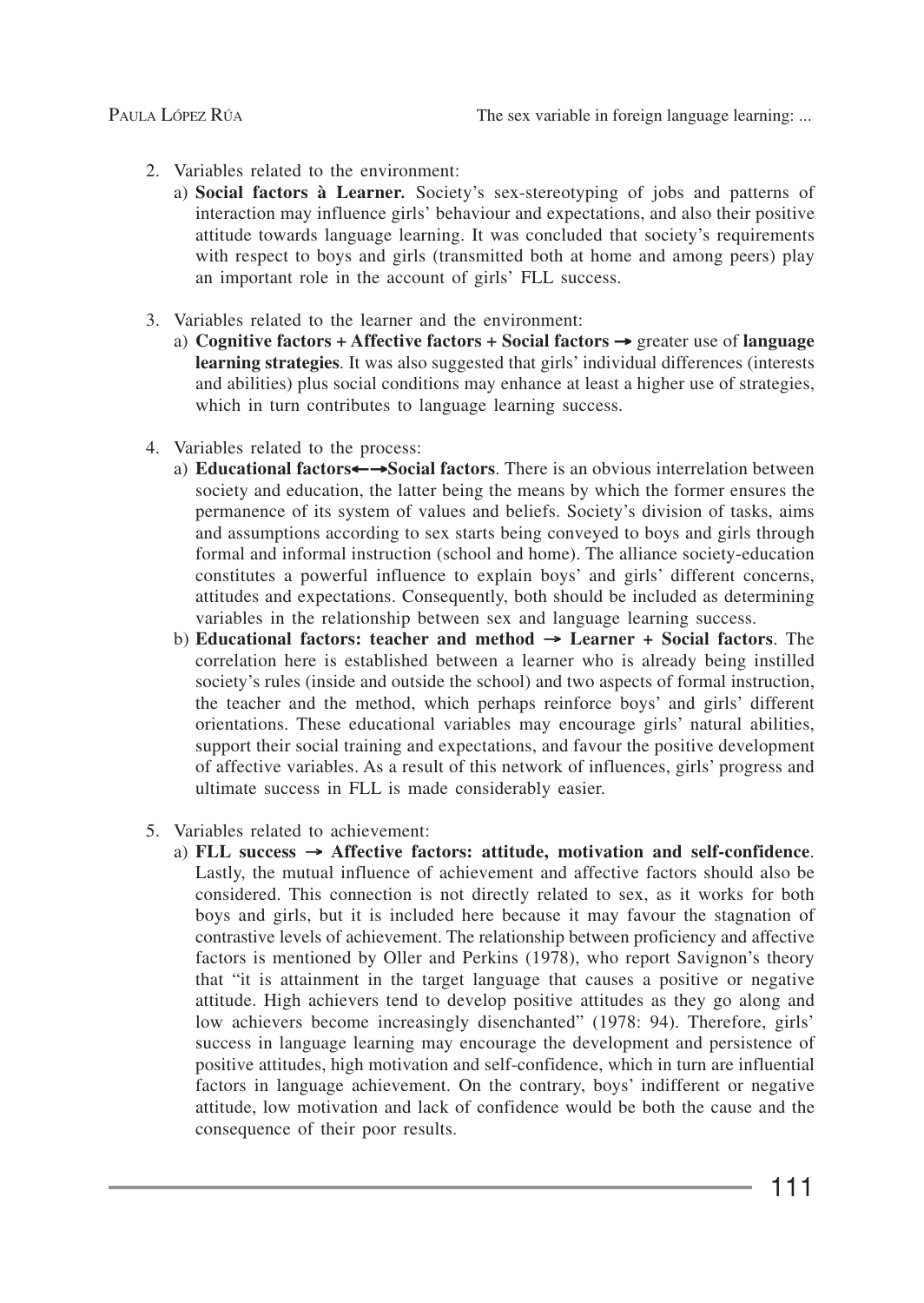2. Variables related to the environment:
   a) **Social factors à Learner.** Society's sex-stereotyping of jobs and patterns of interaction may influence girls' behaviour and expectations, and also their positive attitude towards language learning. It was concluded that society's requirements with respect to boys and girls (transmitted both at home and among peers) play an important role in the account of girls' FLL success.

3. Variables related to the learner and the environment:
   a) **Cognitive factors + Affective factors + Social factors** → greater use of **language learning strategies**. It was also suggested that girls' individual differences (interests and abilities) plus social conditions may enhance at least a higher use of strategies, which in turn contributes to language learning success.

4. Variables related to the process:
   a) **Educational factors←→Social factors**. There is an obvious interrelation between society and education, the latter being the means by which the former ensures the permanence of its system of values and beliefs. Society's division of tasks, aims and assumptions according to sex starts being conveyed to boys and girls through formal and informal instruction (school and home). The alliance society-education constitutes a powerful influence to explain boys' and girls' different concerns, attitudes and expectations. Consequently, both should be included as determining variables in the relationship between sex and language learning success.
   b) **Educational factors: teacher and method → Learner + Social factors**. The correlation here is established between a learner who is already being instilled society's rules (inside and outside the school) and two aspects of formal instruction, the teacher and the method, which perhaps reinforce boys' and girls' different orientations. These educational variables may encourage girls' natural abilities, support their social training and expectations, and favour the positive development of affective variables. As a result of this network of influences, girls' progress and ultimate success in FLL is made considerably easier.

5. Variables related to achievement:
   a) **FLL success → Affective factors: attitude, motivation and self-confidence**. Lastly, the mutual influence of achievement and affective factors should also be considered. This connection is not directly related to sex, as it works for both boys and girls, but it is included here because it may favour the stagnation of contrastive levels of achievement. The relationship between proficiency and affective factors is mentioned by Oller and Perkins (1978), who report Savignon's theory that "it is attainment in the target language that causes a positive or negative attitude. High achievers tend to develop positive attitudes as they go along and low achievers become increasingly disenchanted" (1978: 94). Therefore, girls' success in language learning may encourage the development and persistence of positive attitudes, high motivation and self-confidence, which in turn are influential factors in language achievement. On the contrary, boys' indifferent or negative attitude, low motivation and lack of confidence would be both the cause and the consequence of their poor results.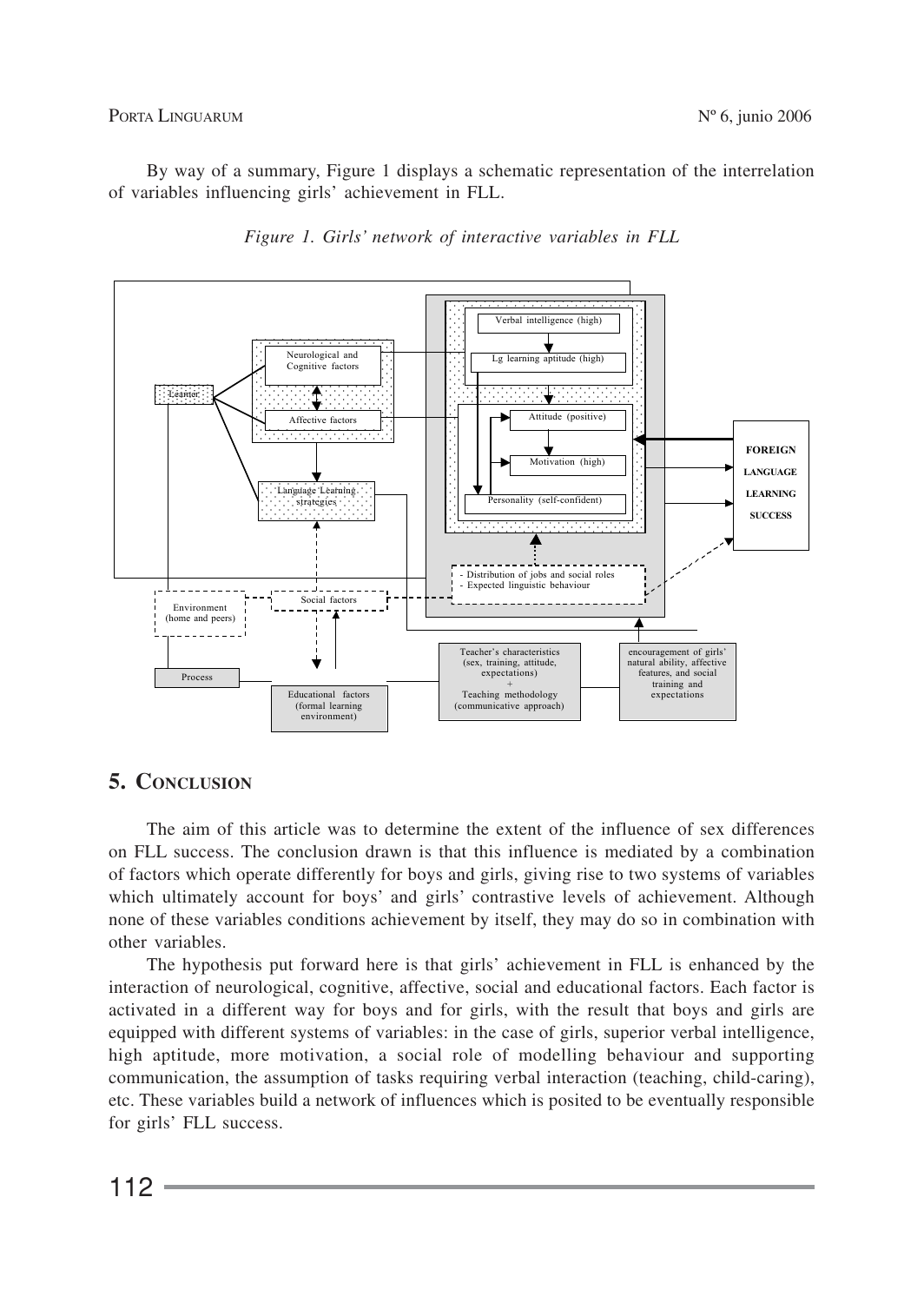By way of a summary, Figure 1 displays a schematic representation of the interrelation of variables influencing girls' achievement in FLL.

*Figure 1. Girls' network of interactive variables in FLL*

Learner

Neurological and Cognitive factors

Affective factors

Language Learning strategies

Verbal intelligence (high)

Lg learning aptitude (high)

Attitude (positive)

Motivation (high)

Personality (self-confident)

FOREIGN LANGUAGE LEARNING SUCCESS

- Distribution of jobs and social roles
- Expected linguistic behaviour

Environment (home and peers)

Social factors

Process

Educational factors (formal learning environment)

Teacher's characteristics (sex, training, attitude, expectations) + Teaching methodology (communicative approach)

encouragement of girls' natural ability, affective features, and social training and expectations

## 5. Conclusion

The aim of this article was to determine the extent of the influence of sex differences on FLL success. The conclusion drawn is that this influence is mediated by a combination of factors which operate differently for boys and girls, giving rise to two systems of variables which ultimately account for boys' and girls' contrastive levels of achievement. Although none of these variables conditions achievement by itself, they may do so in combination with other variables.

The hypothesis put forward here is that girls' achievement in FLL is enhanced by the interaction of neurological, cognitive, affective, social and educational factors. Each factor is activated in a different way for boys and for girls, with the result that boys and girls are equipped with different systems of variables: in the case of girls, superior verbal intelligence, high aptitude, more motivation, a social role of modelling behaviour and supporting communication, the assumption of tasks requiring verbal interaction (teaching, child-caring), etc. These variables build a network of influences which is posited to be eventually responsible for girls' FLL success.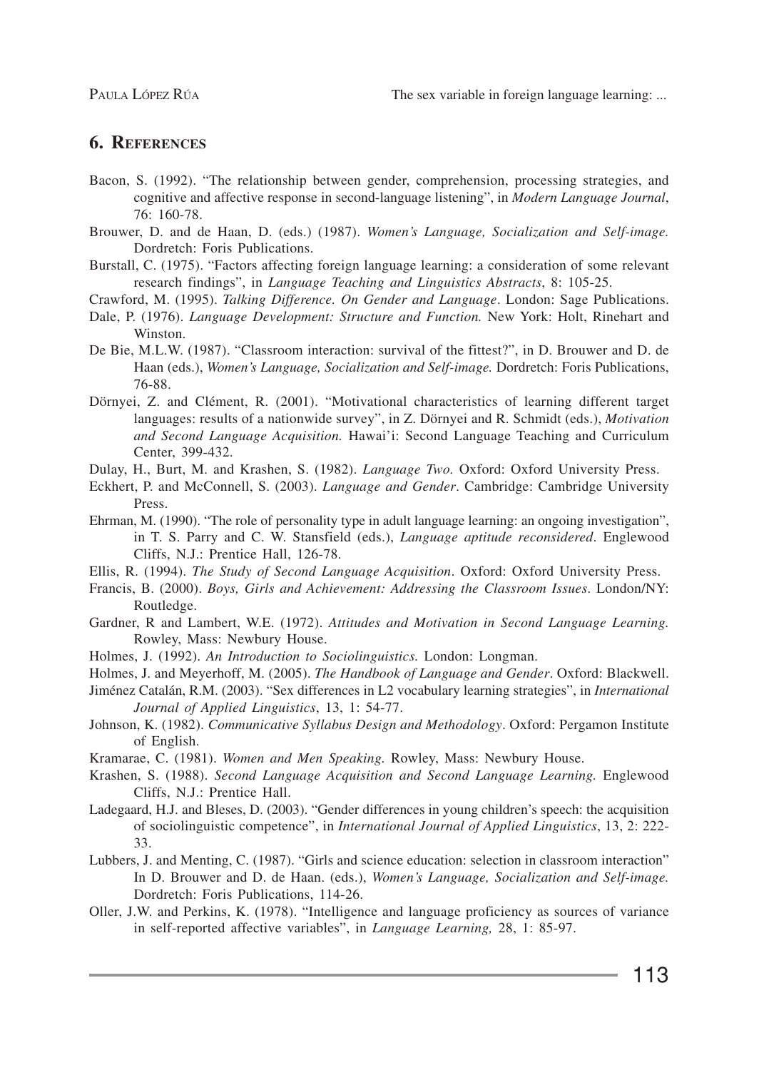## 6. REFERENCES

Bacon, S. (1992). "The relationship between gender, comprehension, processing strategies, and cognitive and affective response in second-language listening", in *Modern Language Journal*, 76: 160-78.

Brouwer, D. and de Haan, D. (eds.) (1987). *Women's Language, Socialization and Self-image.* Dordretch: Foris Publications.

Burstall, C. (1975). "Factors affecting foreign language learning: a consideration of some relevant research findings", in *Language Teaching and Linguistics Abstracts*, 8: 105-25.

Crawford, M. (1995). *Talking Difference. On Gender and Language*. London: Sage Publications.

Dale, P. (1976). *Language Development: Structure and Function.* New York: Holt, Rinehart and Winston.

De Bie, M.L.W. (1987). "Classroom interaction: survival of the fittest?", in D. Brouwer and D. de Haan (eds.), *Women's Language, Socialization and Self-image.* Dordretch: Foris Publications, 76-88.

Dörnyei, Z. and Clément, R. (2001). "Motivational characteristics of learning different target languages: results of a nationwide survey", in Z. Dörnyei and R. Schmidt (eds.), *Motivation and Second Language Acquisition.* Hawai'i: Second Language Teaching and Curriculum Center, 399-432.

Dulay, H., Burt, M. and Krashen, S. (1982). *Language Two.* Oxford: Oxford University Press.

Eckhert, P. and McConnell, S. (2003). *Language and Gender*. Cambridge: Cambridge University Press.

Ehrman, M. (1990). "The role of personality type in adult language learning: an ongoing investigation", in T. S. Parry and C. W. Stansfield (eds.), *Language aptitude reconsidered*. Englewood Cliffs, N.J.: Prentice Hall, 126-78.

Ellis, R. (1994). *The Study of Second Language Acquisition*. Oxford: Oxford University Press.

Francis, B. (2000). *Boys, Girls and Achievement: Addressing the Classroom Issues*. London/NY: Routledge.

Gardner, R and Lambert, W.E. (1972). *Attitudes and Motivation in Second Language Learning.* Rowley, Mass: Newbury House.

Holmes, J. (1992). *An Introduction to Sociolinguistics.* London: Longman.

Holmes, J. and Meyerhoff, M. (2005). *The Handbook of Language and Gender*. Oxford: Blackwell.

Jiménez Catalán, R.M. (2003). "Sex differences in L2 vocabulary learning strategies", in *International Journal of Applied Linguistics*, 13, 1: 54-77.

Johnson, K. (1982). *Communicative Syllabus Design and Methodology*. Oxford: Pergamon Institute of English.

Kramarae, C. (1981). *Women and Men Speaking.* Rowley, Mass: Newbury House.

Krashen, S. (1988). *Second Language Acquisition and Second Language Learning.* Englewood Cliffs, N.J.: Prentice Hall.

Ladegaard, H.J. and Bleses, D. (2003). "Gender differences in young children's speech: the acquisition of sociolinguistic competence", in *International Journal of Applied Linguistics*, 13, 2: 222-33.

Lubbers, J. and Menting, C. (1987). "Girls and science education: selection in classroom interaction" In D. Brouwer and D. de Haan. (eds.), *Women's Language, Socialization and Self-image.* Dordretch: Foris Publications, 114-26.

Oller, J.W. and Perkins, K. (1978). "Intelligence and language proficiency as sources of variance in self-reported affective variables", in *Language Learning,* 28, 1: 85-97.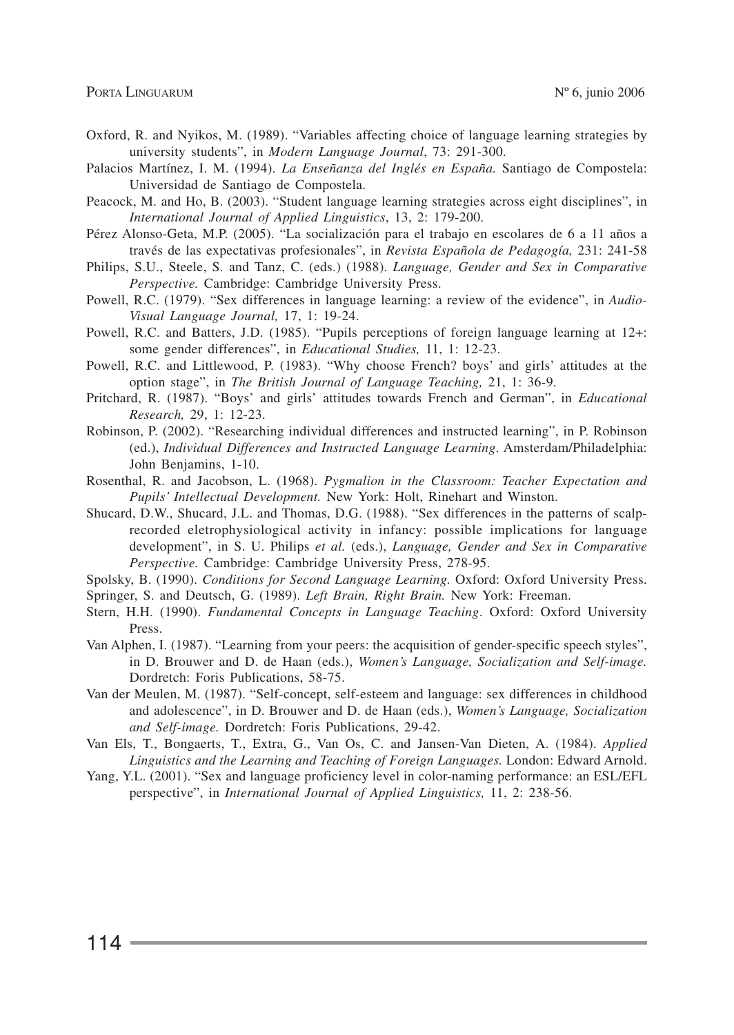Oxford, R. and Nyikos, M. (1989). "Variables affecting choice of language learning strategies by university students", in *Modern Language Journal*, 73: 291-300.

Palacios Martínez, I. M. (1994). *La Enseñanza del Inglés en España.* Santiago de Compostela: Universidad de Santiago de Compostela.

Peacock, M. and Ho, B. (2003). "Student language learning strategies across eight disciplines", in *International Journal of Applied Linguistics*, 13, 2: 179-200.

Pérez Alonso-Geta, M.P. (2005). "La socialización para el trabajo en escolares de 6 a 11 años a través de las expectativas profesionales", in *Revista Española de Pedagogía,* 231: 241-58

Philips, S.U., Steele, S. and Tanz, C. (eds.) (1988). *Language, Gender and Sex in Comparative Perspective.* Cambridge: Cambridge University Press.

Powell, R.C. (1979). "Sex differences in language learning: a review of the evidence", in *Audio-Visual Language Journal,* 17, 1: 19-24.

Powell, R.C. and Batters, J.D. (1985). "Pupils perceptions of foreign language learning at 12+: some gender differences", in *Educational Studies,* 11, 1: 12-23.

Powell, R.C. and Littlewood, P. (1983). "Why choose French? boys' and girls' attitudes at the option stage", in *The British Journal of Language Teaching,* 21, 1: 36-9.

Pritchard, R. (1987). "Boys' and girls' attitudes towards French and German", in *Educational Research,* 29, 1: 12-23.

Robinson, P. (2002). "Researching individual differences and instructed learning", in P. Robinson (ed.), *Individual Differences and Instructed Language Learning*. Amsterdam/Philadelphia: John Benjamins, 1-10.

Rosenthal, R. and Jacobson, L. (1968). *Pygmalion in the Classroom: Teacher Expectation and Pupils' Intellectual Development.* New York: Holt, Rinehart and Winston.

Shucard, D.W., Shucard, J.L. and Thomas, D.G. (1988). "Sex differences in the patterns of scalp-recorded eletrophysiological activity in infancy: possible implications for language development", in S. U. Philips *et al.* (eds.), *Language, Gender and Sex in Comparative Perspective.* Cambridge: Cambridge University Press, 278-95.

Spolsky, B. (1990). *Conditions for Second Language Learning.* Oxford: Oxford University Press.

Springer, S. and Deutsch, G. (1989). *Left Brain, Right Brain.* New York: Freeman.

Stern, H.H. (1990). *Fundamental Concepts in Language Teaching*. Oxford: Oxford University Press.

Van Alphen, I. (1987). "Learning from your peers: the acquisition of gender-specific speech styles", in D. Brouwer and D. de Haan (eds.), *Women's Language, Socialization and Self-image.* Dordretch: Foris Publications, 58-75.

Van der Meulen, M. (1987). "Self-concept, self-esteem and language: sex differences in childhood and adolescence", in D. Brouwer and D. de Haan (eds.), *Women's Language, Socialization and Self-image.* Dordretch: Foris Publications, 29-42.

Van Els, T., Bongaerts, T., Extra, G., Van Os, C. and Jansen-Van Dieten, A. (1984). *Applied Linguistics and the Learning and Teaching of Foreign Languages.* London: Edward Arnold.

Yang, Y.L. (2001). "Sex and language proficiency level in color-naming performance: an ESL/EFL perspective", in *International Journal of Applied Linguistics,* 11, 2: 238-56.